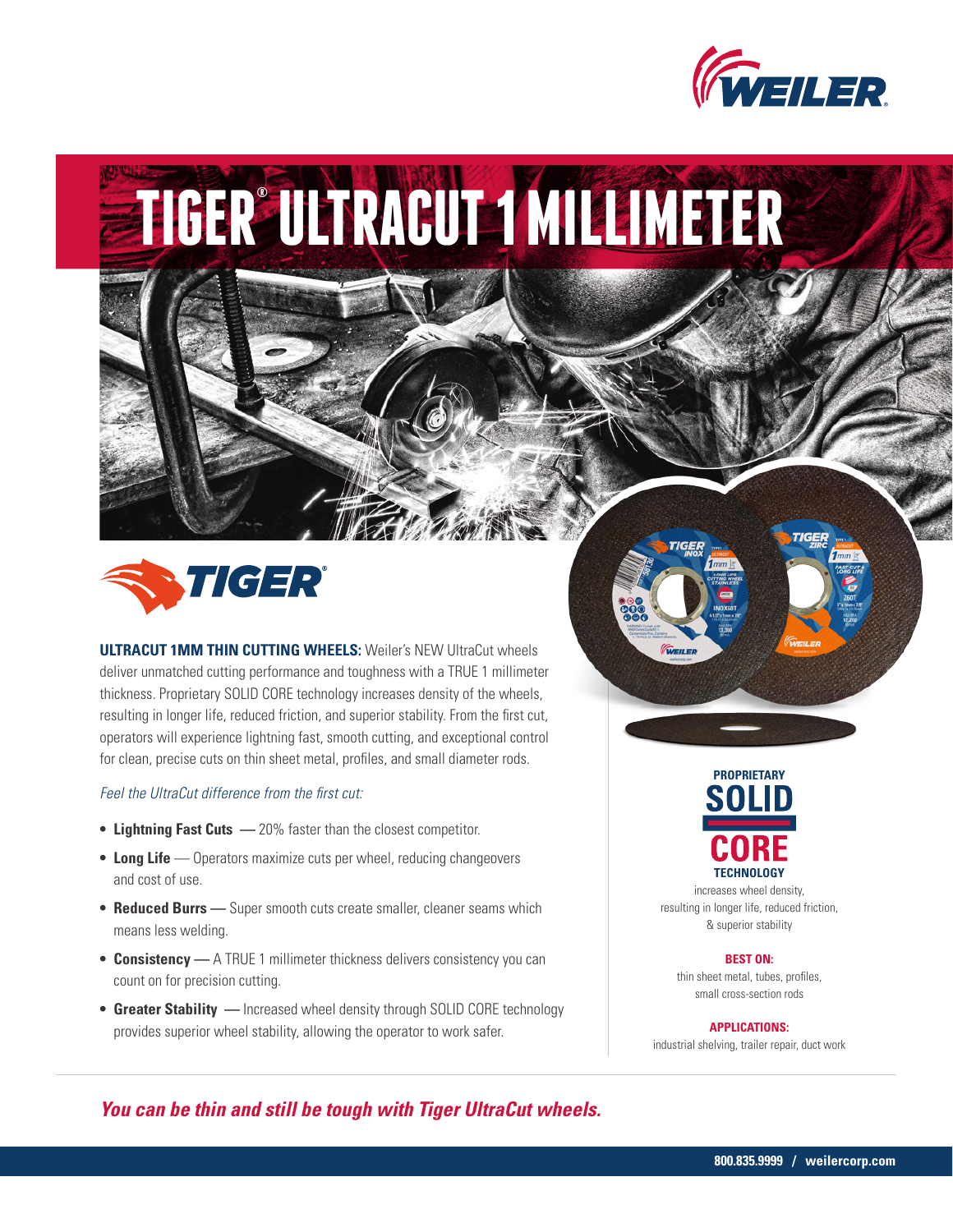# TIGER® ULTRACUT 1 MILLIMETER

**ULTRACUT 1MM THIN CUTTING WHEELS:** Weiler's NEW UltraCut wheels deliver unmatched cutting performance and toughness with a TRUE 1 millimeter thickness. Proprietary SOLID CORE technology increases density of the wheels, resulting in longer life, reduced friction, and superior stability. From the first cut, operators will experience lightning fast, smooth cutting, and exceptional control for clean, precise cuts on thin sheet metal, profiles, and small diameter rods.

*Feel the UltraCut difference from the first cut:*

- **Lightning Fast Cuts** — 20% faster than the closest competitor.
- **Long Life** — Operators maximize cuts per wheel, reducing changeovers and cost of use.
- **Reduced Burrs** — Super smooth cuts create smaller, cleaner seams which means less welding.
- **Consistency** — A TRUE 1 millimeter thickness delivers consistency you can count on for precision cutting.
- **Greater Stability** — Increased wheel density through SOLID CORE technology provides superior wheel stability, allowing the operator to work safer.

**PROPRIETARY SOLID CORE TECHNOLOGY**

increases wheel density, resulting in longer life, reduced friction, & superior stability

**BEST ON:**

thin sheet metal, tubes, profiles, small cross-section rods

**APPLICATIONS:**

industrial shelving, trailer repair, duct work

***You can be thin and still be tough with Tiger UltraCut wheels.***

800.835.9999 / weilercorp.com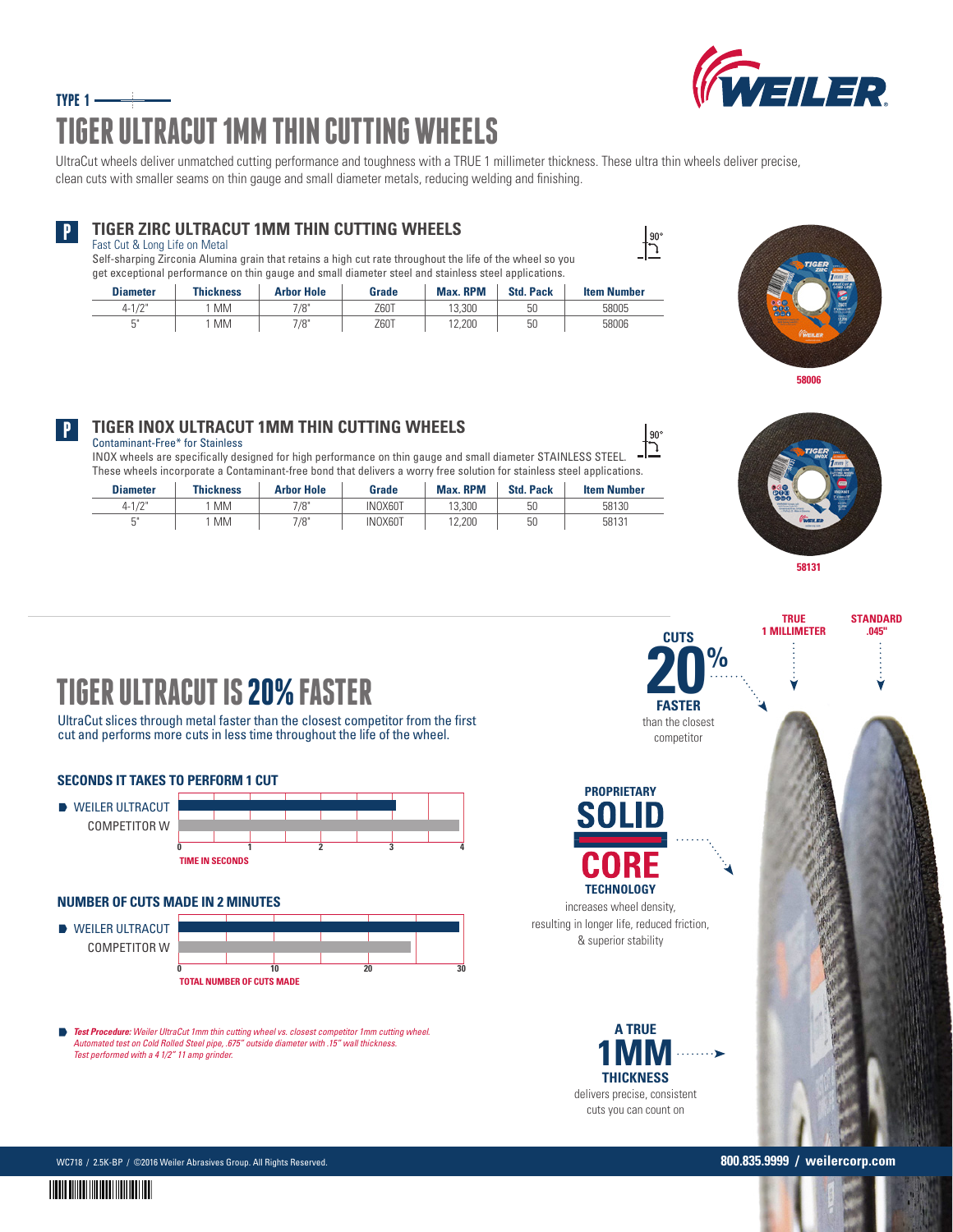TYPE 1

# TIGER ULTRACUT 1MM THIN CUTTING WHEELS

UltraCut wheels deliver unmatched cutting performance and toughness with a TRUE 1 millimeter thickness. These ultra thin wheels deliver precise, clean cuts with smaller seams on thin gauge and small diameter metals, reducing welding and finishing.

## TIGER ZIRC ULTRACUT 1MM THIN CUTTING WHEELS

Fast Cut & Long Life on Metal

Self-sharping Zirconia Alumina grain that retains a high cut rate throughout the life of the wheel so you get exceptional performance on thin gauge and small diameter steel and stainless steel applications.

| Diameter | Thickness | Arbor Hole | Grade | Max. RPM | Std. Pack | Item Number |
|---|---|---|---|---|---|---|
| 4-1/2" | 1 MM | 7/8" | Z60T | 13,300 | 50 | 58005 |
| 5" | 1 MM | 7/8" | Z60T | 12,200 | 50 | 58006 |

58006

## TIGER INOX ULTRACUT 1MM THIN CUTTING WHEELS

Contaminant-Free* for Stainless

INOX wheels are specifically designed for high performance on thin gauge and small diameter STAINLESS STEEL. These wheels incorporate a Contaminant-free bond that delivers a worry free solution for stainless steel applications.

| Diameter | Thickness | Arbor Hole | Grade | Max. RPM | Std. Pack | Item Number |
|---|---|---|---|---|---|---|
| 4-1/2" | 1 MM | 7/8" | INOX60T | 13,300 | 50 | 58130 |
| 5" | 1 MM | 7/8" | INOX60T | 12,200 | 50 | 58131 |

58131

# TIGER ULTRACUT IS 20% FASTER

UltraCut slices through metal faster than the closest competitor from the first cut and performs more cuts in less time throughout the life of the wheel.

### SECONDS IT TAKES TO PERFORM 1 CUT

WEILER ULTRACUT
COMPETITOR W
0 1 2 3 4
TIME IN SECONDS

### NUMBER OF CUTS MADE IN 2 MINUTES

WEILER ULTRACUT
COMPETITOR W
0 10 20 30
TOTAL NUMBER OF CUTS MADE

***Test Procedure:** Weiler UltraCut 1mm thin cutting wheel vs. closest competitor 1mm cutting wheel. Automated test on Cold Rolled Steel pipe, .675" outside diameter with .15" wall thickness. Test performed with a 4 1/2" 11 amp grinder.*

TRUE 1 MILLIMETER

STANDARD .045"

CUTS **20%** FASTER than the closest competitor

PROPRIETARY **SOLID CORE** TECHNOLOGY increases wheel density, resulting in longer life, reduced friction, & superior stability

A TRUE **1MM** THICKNESS delivers precise, consistent cuts you can count on

WC718 / 2.5K-BP / ©2016 Weiler Abrasives Group. All Rights Reserved.

800.835.9999 / weilercorp.com